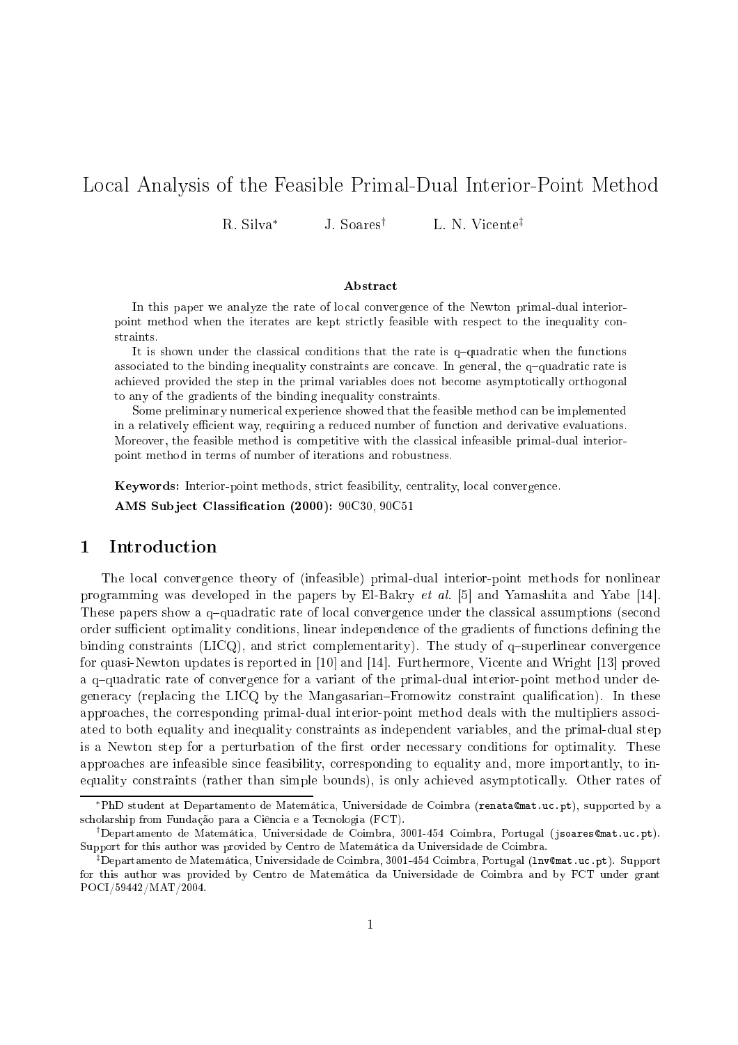# Local Analysis of the Feasible Primal-Dual Interior-Point Method

R. Silva[*] J. Soares[†] L. N. Vicente[‡]

### Abstract

In this paper we analyze the rate of local convergence of the Newton primal-dual interior-point method when the iterates are kept strictly feasible with respect to the inequality constraints.

It is shown under the classical conditions that the rate is q–quadratic when the functions associated to the binding inequality constraints are concave. In general, the q–quadratic rate is achieved provided the step in the primal variables does not become asymptotically orthogonal to any of the gradients of the binding inequality constraints.

Some preliminary numerical experience showed that the feasible method can be implemented in a relatively efficient way, requiring a reduced number of function and derivative evaluations. Moreover, the feasible method is competitive with the classical infeasible primal-dual interior-point method in terms of number of iterations and robustness.

**Keywords:** Interior-point methods, strict feasibility, centrality, local convergence.

**AMS Subject Classification (2000):** 90C30, 90C51

## 1 Introduction

The local convergence theory of (infeasible) primal-dual interior-point methods for nonlinear programming was developed in the papers by El-Bakry *et al.* [5] and Yamashita and Yabe [14]. These papers show a q–quadratic rate of local convergence under the classical assumptions (second order sufficient optimality conditions, linear independence of the gradients of functions defining the binding constraints (LICQ), and strict complementarity). The study of q–superlinear convergence for quasi-Newton updates is reported in [10] and [14]. Furthermore, Vicente and Wright [13] proved a q–quadratic rate of convergence for a variant of the primal-dual interior-point method under degeneracy (replacing the LICQ by the Mangasarian–Fromowitz constraint qualification). In these approaches, the corresponding primal-dual interior-point method deals with the multipliers associated to both equality and inequality constraints as independent variables, and the primal-dual step is a Newton step for a perturbation of the first order necessary conditions for optimality. These approaches are infeasible since feasibility, corresponding to equality and, more importantly, to inequality constraints (rather than simple bounds), is only achieved asymptotically. Other rates of

---

[*] PhD student at Departamento de Matemática, Universidade de Coimbra (renata@mat.uc.pt), supported by a scholarship from Fundação para a Ciência e a Tecnologia (FCT).

[†] Departamento de Matemática, Universidade de Coimbra, 3001-454 Coimbra, Portugal (jsoares@mat.uc.pt). Support for this author was provided by Centro de Matemática da Universidade de Coimbra.

[‡] Departamento de Matemática, Universidade de Coimbra, 3001-454 Coimbra, Portugal (lnv@mat.uc.pt). Support for this author was provided by Centro de Matemática da Universidade de Coimbra and by FCT under grant POCI/59442/MAT/2004.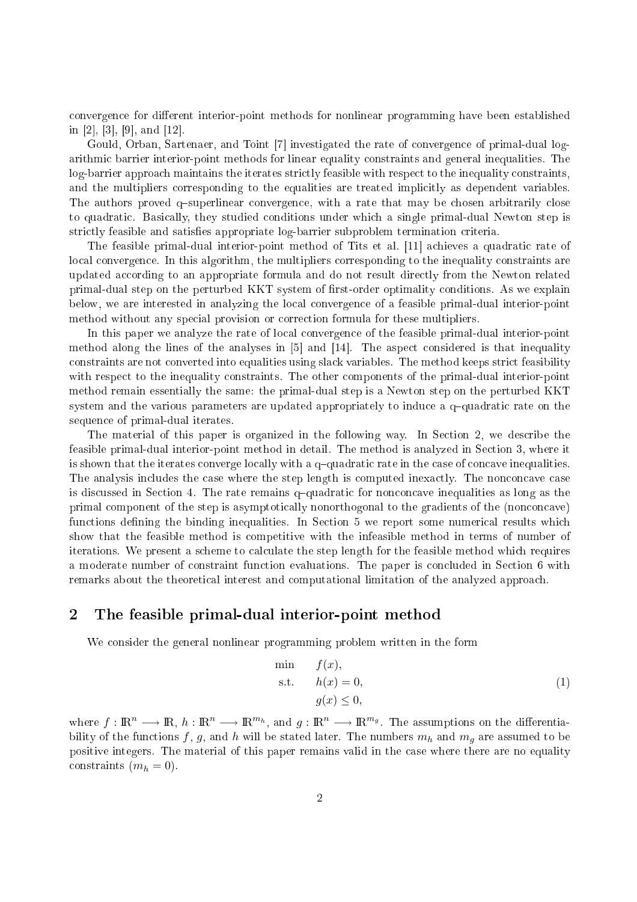convergence for different interior-point methods for nonlinear programming have been established in [2], [3], [9], and [12].

Gould, Orban, Sartenaer, and Toint [7] investigated the rate of convergence of primal-dual logarithmic barrier interior-point methods for linear equality constraints and general inequalities. The log-barrier approach maintains the iterates strictly feasible with respect to the inequality constraints, and the multipliers corresponding to the equalities are treated implicitly as dependent variables. The authors proved q–superlinear convergence, with a rate that may be chosen arbitrarily close to quadratic. Basically, they studied conditions under which a single primal-dual Newton step is strictly feasible and satisfies appropriate log-barrier subproblem termination criteria.

The feasible primal-dual interior-point method of Tits et al. [11] achieves a quadratic rate of local convergence. In this algorithm, the multipliers corresponding to the inequality constraints are updated according to an appropriate formula and do not result directly from the Newton related primal-dual step on the perturbed KKT system of first-order optimality conditions. As we explain below, we are interested in analyzing the local convergence of a feasible primal-dual interior-point method without any special provision or correction formula for these multipliers.

In this paper we analyze the rate of local convergence of the feasible primal-dual interior-point method along the lines of the analyses in [5] and [14]. The aspect considered is that inequality constraints are not converted into equalities using slack variables. The method keeps strict feasibility with respect to the inequality constraints. The other components of the primal-dual interior-point method remain essentially the same: the primal-dual step is a Newton step on the perturbed KKT system and the various parameters are updated appropriately to induce a q–quadratic rate on the sequence of primal-dual iterates.

The material of this paper is organized in the following way. In Section 2, we describe the feasible primal-dual interior-point method in detail. The method is analyzed in Section 3, where it is shown that the iterates converge locally with a q–quadratic rate in the case of concave inequalities. The analysis includes the case where the step length is computed inexactly. The nonconcave case is discussed in Section 4. The rate remains q–quadratic for nonconcave inequalities as long as the primal component of the step is asymptotically nonorthogonal to the gradients of the (nonconcave) functions defining the binding inequalities. In Section 5 we report some numerical results which show that the feasible method is competitive with the infeasible method in terms of number of iterations. We present a scheme to calculate the step length for the feasible method which requires a moderate number of constraint function evaluations. The paper is concluded in Section 6 with remarks about the theoretical interest and computational limitation of the analyzed approach.

## 2 The feasible primal-dual interior-point method

We consider the general nonlinear programming problem written in the form

$$
\begin{array}{ll}
\min & f(x), \\
\text{s.t.} & h(x) = 0, \\
 & g(x) \leq 0,
\end{array}
\tag{1}
$$

where $f : \mathbb{R}^n \longrightarrow \mathbb{R}$, $h : \mathbb{R}^n \longrightarrow \mathbb{R}^{m_h}$, and $g : \mathbb{R}^n \longrightarrow \mathbb{R}^{m_g}$. The assumptions on the differentiability of the functions $f$, $g$, and $h$ will be stated later. The numbers $m_h$ and $m_g$ are assumed to be positive integers. The material of this paper remains valid in the case where there are no equality constraints ($m_h = 0$).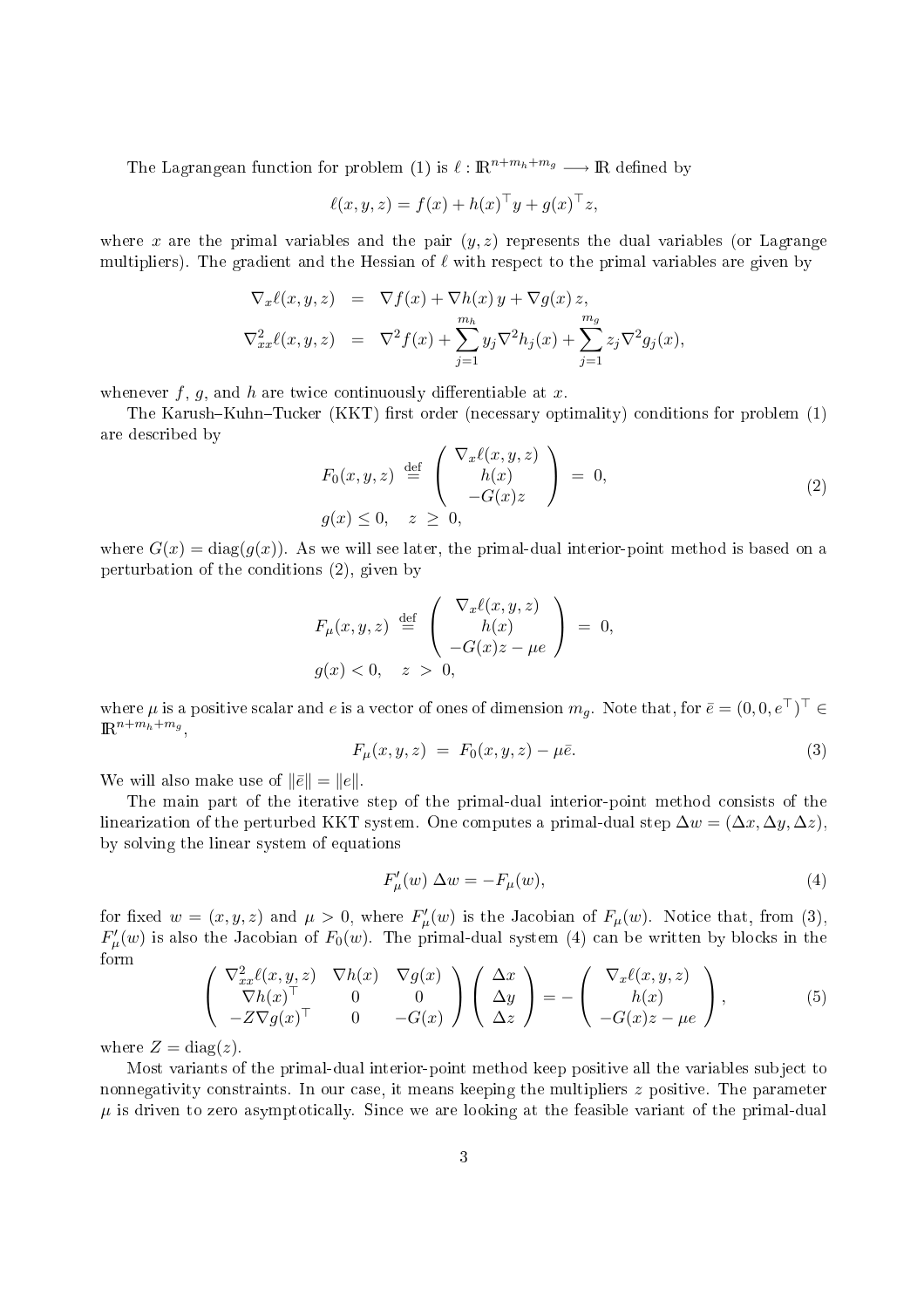The Lagrangean function for problem (1) is $\ell : \mathbb{R}^{n+m_h+m_g} \longrightarrow \mathbb{R}$ defined by

$$\ell(x, y, z) = f(x) + h(x)^\top y + g(x)^\top z,$$

where $x$ are the primal variables and the pair $(y, z)$ represents the dual variables (or Lagrange multipliers). The gradient and the Hessian of $\ell$ with respect to the primal variables are given by

$$\begin{aligned}
\nabla_x \ell(x, y, z) &= \nabla f(x) + \nabla h(x)\, y + \nabla g(x)\, z, \\
\nabla^2_{xx} \ell(x, y, z) &= \nabla^2 f(x) + \sum_{j=1}^{m_h} y_j \nabla^2 h_j(x) + \sum_{j=1}^{m_g} z_j \nabla^2 g_j(x),
\end{aligned}$$

whenever $f$, $g$, and $h$ are twice continuously differentiable at $x$.

The Karush–Kuhn–Tucker (KKT) first order (necessary optimality) conditions for problem (1) are described by

$$\begin{aligned}
F_0(x, y, z) &\stackrel{\text{def}}{=} \begin{pmatrix} \nabla_x \ell(x, y, z) \\ h(x) \\ -G(x) z \end{pmatrix} = 0, \\
g(x) \leq 0, &\quad z \geq 0,
\end{aligned} \tag{2}$$

where $G(x) = \mathrm{diag}(g(x))$. As we will see later, the primal-dual interior-point method is based on a perturbation of the conditions (2), given by

$$\begin{aligned}
F_\mu(x, y, z) &\stackrel{\text{def}}{=} \begin{pmatrix} \nabla_x \ell(x, y, z) \\ h(x) \\ -G(x) z - \mu e \end{pmatrix} = 0, \\
g(x) < 0, &\quad z > 0,
\end{aligned}$$

where $\mu$ is a positive scalar and $e$ is a vector of ones of dimension $m_g$. Note that, for $\bar{e} = (0, 0, e^\top)^\top \in \mathbb{R}^{n+m_h+m_g}$,

$$F_\mu(x, y, z) = F_0(x, y, z) - \mu \bar{e}. \tag{3}$$

We will also make use of $\|\bar{e}\| = \|e\|$.

The main part of the iterative step of the primal-dual interior-point method consists of the linearization of the perturbed KKT system. One computes a primal-dual step $\Delta w = (\Delta x, \Delta y, \Delta z)$, by solving the linear system of equations

$$F'_\mu(w)\, \Delta w = -F_\mu(w), \tag{4}$$

for fixed $w = (x, y, z)$ and $\mu > 0$, where $F'_\mu(w)$ is the Jacobian of $F_\mu(w)$. Notice that, from (3), $F'_\mu(w)$ is also the Jacobian of $F_0(w)$. The primal-dual system (4) can be written by blocks in the form

$$\begin{pmatrix} \nabla^2_{xx} \ell(x, y, z) & \nabla h(x) & \nabla g(x) \\ \nabla h(x)^\top & 0 & 0 \\ -Z \nabla g(x)^\top & 0 & -G(x) \end{pmatrix} \begin{pmatrix} \Delta x \\ \Delta y \\ \Delta z \end{pmatrix} = - \begin{pmatrix} \nabla_x \ell(x, y, z) \\ h(x) \\ -G(x) z - \mu e \end{pmatrix}, \tag{5}$$

where $Z = \mathrm{diag}(z)$.

Most variants of the primal-dual interior-point method keep positive all the variables subject to nonnegativity constraints. In our case, it means keeping the multipliers $z$ positive. The parameter $\mu$ is driven to zero asymptotically. Since we are looking at the feasible variant of the primal-dual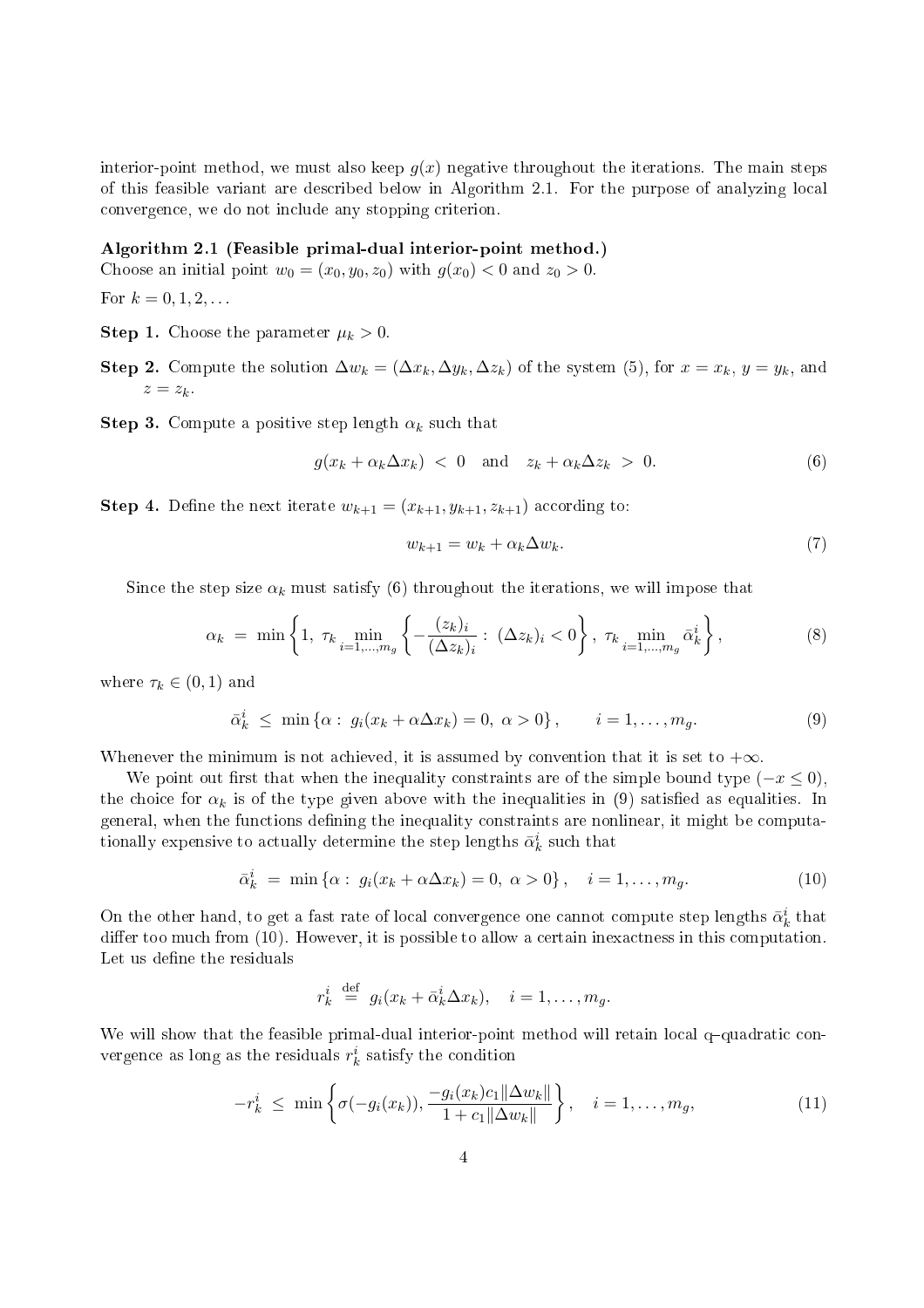interior-point method, we must also keep $g(x)$ negative throughout the iterations. The main steps of this feasible variant are described below in Algorithm 2.1. For the purpose of analyzing local convergence, we do not include any stopping criterion.

**Algorithm 2.1 (Feasible primal-dual interior-point method.)**
Choose an initial point $w_0 = (x_0, y_0, z_0)$ with $g(x_0) < 0$ and $z_0 > 0$.

For $k = 0, 1, 2, \ldots$

**Step 1.** Choose the parameter $\mu_k > 0$.

**Step 2.** Compute the solution $\Delta w_k = (\Delta x_k, \Delta y_k, \Delta z_k)$ of the system (5), for $x = x_k$, $y = y_k$, and $z = z_k$.

**Step 3.** Compute a positive step length $\alpha_k$ such that

$$g(x_k + \alpha_k \Delta x_k) \ < \ 0 \quad \text{and} \quad z_k + \alpha_k \Delta z_k \ > \ 0. \tag{6}$$

**Step 4.** Define the next iterate $w_{k+1} = (x_{k+1}, y_{k+1}, z_{k+1})$ according to:

$$w_{k+1} = w_k + \alpha_k \Delta w_k. \tag{7}$$

Since the step size $\alpha_k$ must satisfy (6) throughout the iterations, we will impose that

$$\alpha_k \ = \ \min \left\{ 1, \ \tau_k \min_{i=1,\ldots,m_g} \left\{ -\frac{(z_k)_i}{(\Delta z_k)_i} : \ (\Delta z_k)_i < 0 \right\}, \ \tau_k \min_{i=1,\ldots,m_g} \bar{\alpha}_k^i \right\}, \tag{8}$$

where $\tau_k \in (0,1)$ and

$$\bar{\alpha}_k^i \ \leq \ \min \left\{ \alpha : \ g_i(x_k + \alpha \Delta x_k) = 0, \ \alpha > 0 \right\}, \qquad i = 1, \ldots, m_g. \tag{9}$$

Whenever the minimum is not achieved, it is assumed by convention that it is set to $+\infty$.

We point out first that when the inequality constraints are of the simple bound type ($-x \leq 0$), the choice for $\alpha_k$ is of the type given above with the inequalities in (9) satisfied as equalities. In general, when the functions defining the inequality constraints are nonlinear, it might be computationally expensive to actually determine the step lengths $\bar{\alpha}_k^i$ such that

$$\bar{\alpha}_k^i \ = \ \min \left\{ \alpha : \ g_i(x_k + \alpha \Delta x_k) = 0, \ \alpha > 0 \right\}, \quad i = 1, \ldots, m_g. \tag{10}$$

On the other hand, to get a fast rate of local convergence one cannot compute step lengths $\bar{\alpha}_k^i$ that differ too much from (10). However, it is possible to allow a certain inexactness in this computation. Let us define the residuals

$$r_k^i \ \stackrel{\text{def}}{=} \ g_i(x_k + \bar{\alpha}_k^i \Delta x_k), \quad i = 1, \ldots, m_g.$$

We will show that the feasible primal-dual interior-point method will retain local q–quadratic convergence as long as the residuals $r_k^i$ satisfy the condition

$$-r_k^i \ \leq \ \min \left\{ \sigma(-g_i(x_k)), \frac{-g_i(x_k) c_1 \|\Delta w_k\|}{1 + c_1 \|\Delta w_k\|} \right\}, \quad i = 1, \ldots, m_g, \tag{11}$$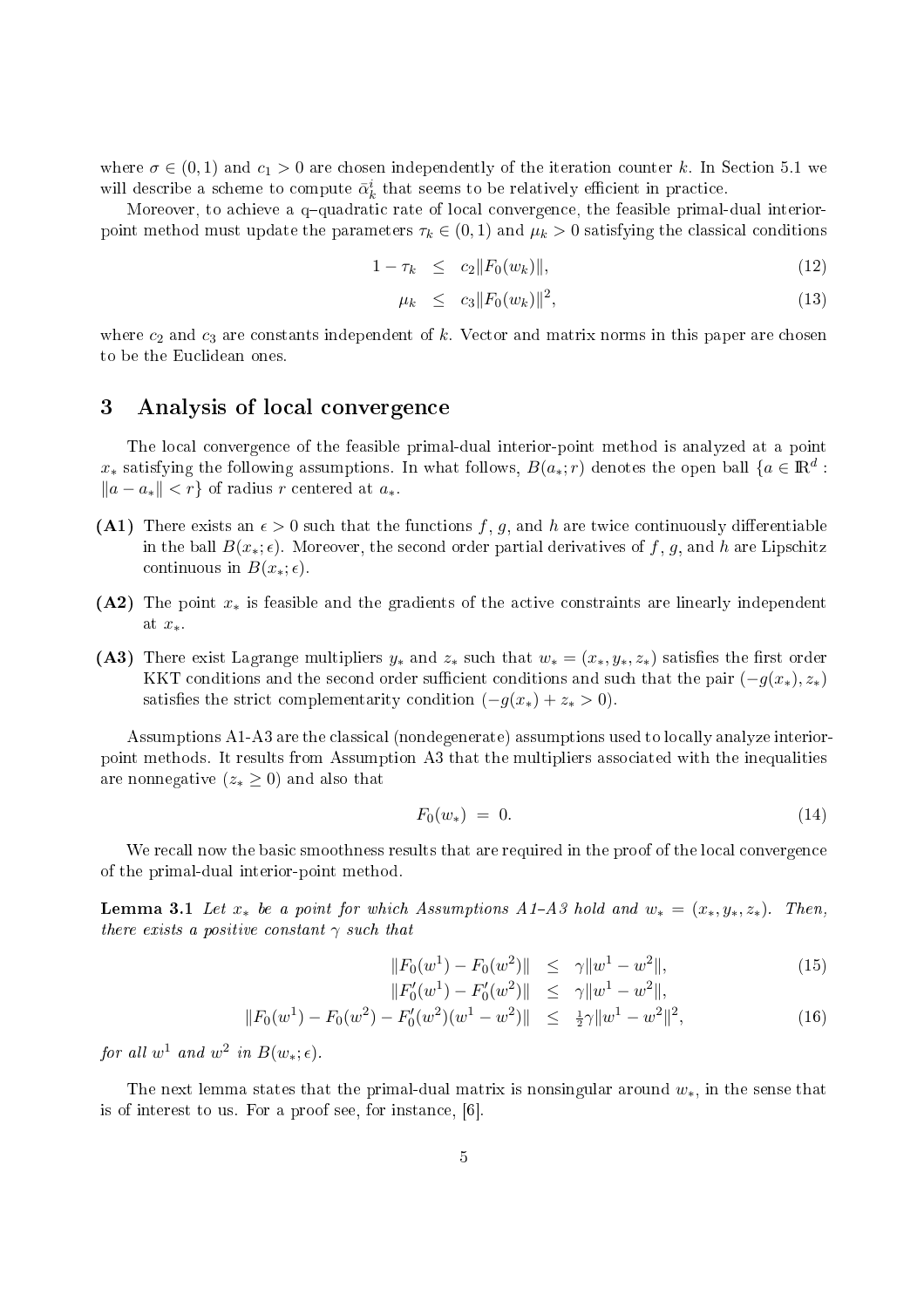where $\sigma \in (0,1)$ and $c_1 > 0$ are chosen independently of the iteration counter $k$. In Section 5.1 we will describe a scheme to compute $\bar{\alpha}_k^i$ that seems to be relatively efficient in practice.

Moreover, to achieve a q–quadratic rate of local convergence, the feasible primal-dual interior-point method must update the parameters $\tau_k \in (0,1)$ and $\mu_k > 0$ satisfying the classical conditions

$$1 - \tau_k \;\leq\; c_2 \|F_0(w_k)\|, \tag{12}$$

$$\mu_k \;\leq\; c_3 \|F_0(w_k)\|^2, \tag{13}$$

where $c_2$ and $c_3$ are constants independent of $k$. Vector and matrix norms in this paper are chosen to be the Euclidean ones.

## 3 Analysis of local convergence

The local convergence of the feasible primal-dual interior-point method is analyzed at a point $x_*$ satisfying the following assumptions. In what follows, $B(a_*; r)$ denotes the open ball $\{a \in \mathbb{R}^d : \|a - a_*\| < r\}$ of radius $r$ centered at $a_*$.

- **(A1)** There exists an $\epsilon > 0$ such that the functions $f$, $g$, and $h$ are twice continuously differentiable in the ball $B(x_*; \epsilon)$. Moreover, the second order partial derivatives of $f$, $g$, and $h$ are Lipschitz continuous in $B(x_*; \epsilon)$.
- **(A2)** The point $x_*$ is feasible and the gradients of the active constraints are linearly independent at $x_*$.
- **(A3)** There exist Lagrange multipliers $y_*$ and $z_*$ such that $w_* = (x_*, y_*, z_*)$ satisfies the first order KKT conditions and the second order sufficient conditions and such that the pair $(-g(x_*), z_*)$ satisfies the strict complementarity condition $(-g(x_*) + z_* > 0)$.

Assumptions A1-A3 are the classical (nondegenerate) assumptions used to locally analyze interior-point methods. It results from Assumption A3 that the multipliers associated with the inequalities are nonnegative ($z_* \geq 0$) and also that

$$F_0(w_*) \;=\; 0. \tag{14}$$

We recall now the basic smoothness results that are required in the proof of the local convergence of the primal-dual interior-point method.

**Lemma 3.1** *Let $x_*$ be a point for which Assumptions A1–A3 hold and $w_* = (x_*, y_*, z_*)$. Then, there exists a positive constant $\gamma$ such that*

$$\|F_0(w^1) - F_0(w^2)\| \;\leq\; \gamma \|w^1 - w^2\|, \tag{15}$$

$$\|F_0'(w^1) - F_0'(w^2)\| \;\leq\; \gamma \|w^1 - w^2\|,$$

$$\|F_0(w^1) - F_0(w^2) - F_0'(w^2)(w^1 - w^2)\| \;\leq\; \tfrac{1}{2}\gamma \|w^1 - w^2\|^2, \tag{16}$$

*for all $w^1$ and $w^2$ in $B(w_*; \epsilon)$.*

The next lemma states that the primal-dual matrix is nonsingular around $w_*$, in the sense that is of interest to us. For a proof see, for instance, [6].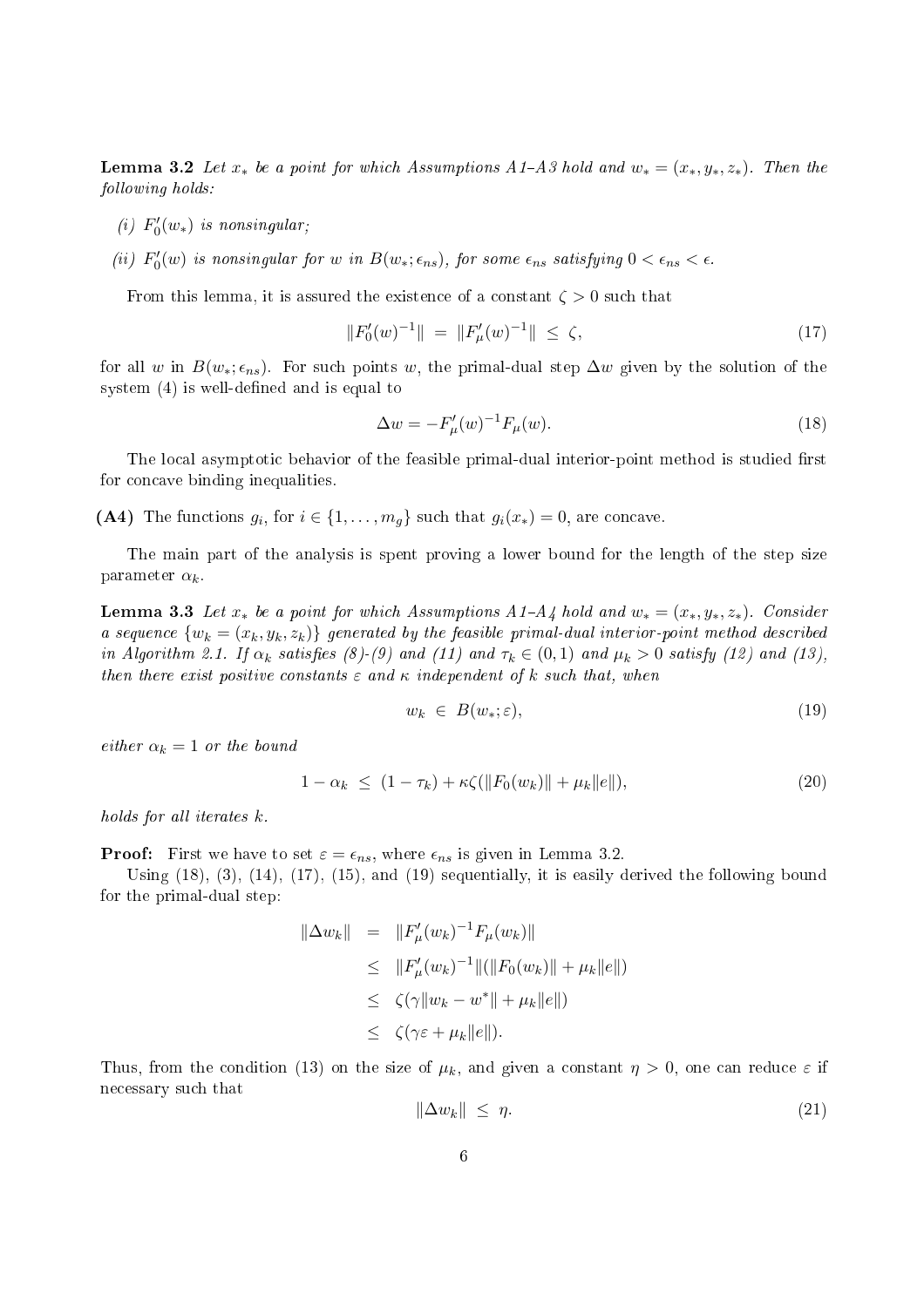**Lemma 3.2** *Let $x_*$ be a point for which Assumptions A1–A3 hold and $w_* = (x_*, y_*, z_*)$. Then the following holds:*

*(i) $F_0'(w_*)$ is nonsingular;*

*(ii) $F_0'(w)$ is nonsingular for $w$ in $B(w_*; \epsilon_{ns})$, for some $\epsilon_{ns}$ satisfying $0 < \epsilon_{ns} < \epsilon$.*

From this lemma, it is assured the existence of a constant $\zeta > 0$ such that

$$\|F_0'(w)^{-1}\| \;=\; \|F_\mu'(w)^{-1}\| \;\leq\; \zeta, \tag{17}$$

for all $w$ in $B(w_*; \epsilon_{ns})$. For such points $w$, the primal-dual step $\Delta w$ given by the solution of the system (4) is well-defined and is equal to

$$\Delta w = -F_\mu'(w)^{-1} F_\mu(w). \tag{18}$$

The local asymptotic behavior of the feasible primal-dual interior-point method is studied first for concave binding inequalities.

**(A4)** The functions $g_i$, for $i \in \{1, \ldots, m_g\}$ such that $g_i(x_*) = 0$, are concave.

The main part of the analysis is spent proving a lower bound for the length of the step size parameter $\alpha_k$.

**Lemma 3.3** *Let $x_*$ be a point for which Assumptions A1–A4 hold and $w_* = (x_*, y_*, z_*)$. Consider a sequence $\{w_k = (x_k, y_k, z_k)\}$ generated by the feasible primal-dual interior-point method described in Algorithm 2.1. If $\alpha_k$ satisfies (8)-(9) and (11) and $\tau_k \in (0, 1)$ and $\mu_k > 0$ satisfy (12) and (13), then there exist positive constants $\varepsilon$ and $\kappa$ independent of $k$ such that, when*

$$w_k \;\in\; B(w_*; \varepsilon), \tag{19}$$

*either $\alpha_k = 1$ or the bound*

$$1 - \alpha_k \;\leq\; (1 - \tau_k) + \kappa\zeta(\|F_0(w_k)\| + \mu_k\|e\|), \tag{20}$$

*holds for all iterates $k$.*

**Proof:** First we have to set $\varepsilon = \epsilon_{ns}$, where $\epsilon_{ns}$ is given in Lemma 3.2.

Using (18), (3), (14), (17), (15), and (19) sequentially, it is easily derived the following bound for the primal-dual step:

$$\begin{aligned}
\|\Delta w_k\| &= \|F_\mu'(w_k)^{-1} F_\mu(w_k)\| \\
&\leq \|F_\mu'(w_k)^{-1}\|(\|F_0(w_k)\| + \mu_k\|e\|) \\
&\leq \zeta(\gamma\|w_k - w^*\| + \mu_k\|e\|) \\
&\leq \zeta(\gamma\varepsilon + \mu_k\|e\|).
\end{aligned}$$

Thus, from the condition (13) on the size of $\mu_k$, and given a constant $\eta > 0$, one can reduce $\varepsilon$ if necessary such that

$$\|\Delta w_k\| \;\leq\; \eta. \tag{21}$$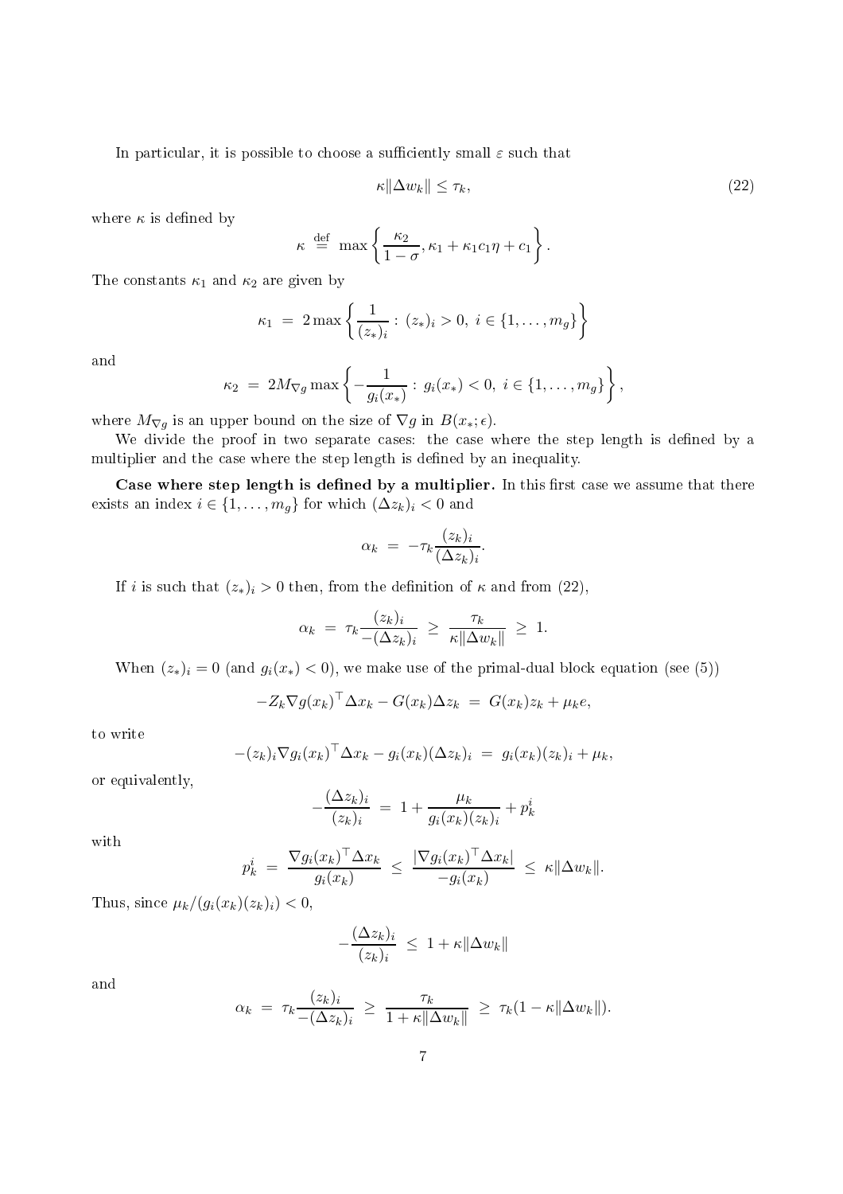In particular, it is possible to choose a sufficiently small $\varepsilon$ such that

$$\kappa \|\Delta w_k\| \leq \tau_k, \tag{22}$$

where $\kappa$ is defined by

$$\kappa \stackrel{\text{def}}{=} \max\left\{ \frac{\kappa_2}{1-\sigma}, \kappa_1 + \kappa_1 c_1 \eta + c_1 \right\}.$$

The constants $\kappa_1$ and $\kappa_2$ are given by

$$\kappa_1 = 2 \max\left\{ \frac{1}{(z_*)_i} : (z_*)_i > 0,\ i \in \{1, \ldots, m_g\} \right\}$$

and

$$\kappa_2 = 2 M_{\nabla g} \max\left\{ -\frac{1}{g_i(x_*)} : g_i(x_*) < 0,\ i \in \{1, \ldots, m_g\} \right\},$$

where $M_{\nabla g}$ is an upper bound on the size of $\nabla g$ in $B(x_*; \epsilon)$.

We divide the proof in two separate cases: the case where the step length is defined by a multiplier and the case where the step length is defined by an inequality.

**Case where step length is defined by a multiplier.** In this first case we assume that there exists an index $i \in \{1, \ldots, m_g\}$ for which $(\Delta z_k)_i < 0$ and

$$\alpha_k = -\tau_k \frac{(z_k)_i}{(\Delta z_k)_i}.$$

If $i$ is such that $(z_*)_i > 0$ then, from the definition of $\kappa$ and from (22),

$$\alpha_k = \tau_k \frac{(z_k)_i}{-(\Delta z_k)_i} \geq \frac{\tau_k}{\kappa \|\Delta w_k\|} \geq 1.$$

When $(z_*)_i = 0$ (and $g_i(x_*) < 0$), we make use of the primal-dual block equation (see (5))

$$-Z_k \nabla g(x_k)^\top \Delta x_k - G(x_k) \Delta z_k = G(x_k) z_k + \mu_k e,$$

to write

$$-(z_k)_i \nabla g_i(x_k)^\top \Delta x_k - g_i(x_k)(\Delta z_k)_i = g_i(x_k)(z_k)_i + \mu_k,$$

or equivalently,

$$-\frac{(\Delta z_k)_i}{(z_k)_i} = 1 + \frac{\mu_k}{g_i(x_k)(z_k)_i} + p_k^i$$

with

$$p_k^i = \frac{\nabla g_i(x_k)^\top \Delta x_k}{g_i(x_k)} \leq \frac{|\nabla g_i(x_k)^\top \Delta x_k|}{-g_i(x_k)} \leq \kappa \|\Delta w_k\|.$$

Thus, since $\mu_k / (g_i(x_k)(z_k)_i) < 0$,

$$-\frac{(\Delta z_k)_i}{(z_k)_i} \leq 1 + \kappa \|\Delta w_k\|$$

and

$$\alpha_k = \tau_k \frac{(z_k)_i}{-(\Delta z_k)_i} \geq \frac{\tau_k}{1 + \kappa \|\Delta w_k\|} \geq \tau_k (1 - \kappa \|\Delta w_k\|).$$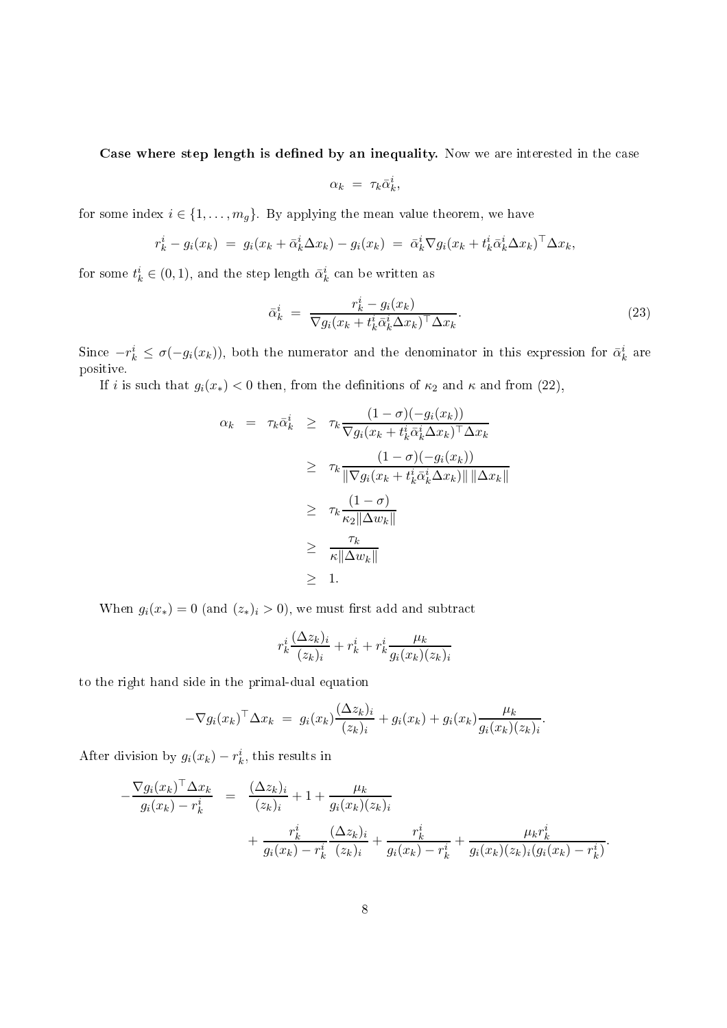**Case where step length is defined by an inequality.** Now we are interested in the case

$$\alpha_k \;=\; \tau_k \bar{\alpha}_k^i,$$

for some index $i \in \{1, \ldots, m_g\}$. By applying the mean value theorem, we have

$$r_k^i - g_i(x_k) \;=\; g_i(x_k + \bar{\alpha}_k^i \Delta x_k) - g_i(x_k) \;=\; \bar{\alpha}_k^i \nabla g_i(x_k + t_k^i \bar{\alpha}_k^i \Delta x_k)^\top \Delta x_k,$$

for some $t_k^i \in (0,1)$, and the step length $\bar{\alpha}_k^i$ can be written as

$$\bar{\alpha}_k^i \;=\; \frac{r_k^i - g_i(x_k)}{\nabla g_i(x_k + t_k^i \bar{\alpha}_k^i \Delta x_k)^\top \Delta x_k}. \tag{23}$$

Since $-r_k^i \leq \sigma(-g_i(x_k))$, both the numerator and the denominator in this expression for $\bar{\alpha}_k^i$ are positive.

If $i$ is such that $g_i(x_*) < 0$ then, from the definitions of $\kappa_2$ and $\kappa$ and from (22),

$$\begin{aligned}
\alpha_k \;=\; \tau_k \bar{\alpha}_k^i \;&\geq\; \tau_k \frac{(1-\sigma)(-g_i(x_k))}{\nabla g_i(x_k + t_k^i \bar{\alpha}_k^i \Delta x_k)^\top \Delta x_k} \\
&\geq\; \tau_k \frac{(1-\sigma)(-g_i(x_k))}{\|\nabla g_i(x_k + t_k^i \bar{\alpha}_k^i \Delta x_k)\| \, \|\Delta x_k\|} \\
&\geq\; \tau_k \frac{(1-\sigma)}{\kappa_2 \|\Delta w_k\|} \\
&\geq\; \frac{\tau_k}{\kappa \|\Delta w_k\|} \\
&\geq\; 1.
\end{aligned}$$

When $g_i(x_*) = 0$ (and $(z_*)_i > 0$), we must first add and subtract

$$r_k^i \frac{(\Delta z_k)_i}{(z_k)_i} + r_k^i + r_k^i \frac{\mu_k}{g_i(x_k)(z_k)_i}$$

to the right hand side in the primal-dual equation

$$-\nabla g_i(x_k)^\top \Delta x_k \;=\; g_i(x_k) \frac{(\Delta z_k)_i}{(z_k)_i} + g_i(x_k) + g_i(x_k) \frac{\mu_k}{g_i(x_k)(z_k)_i}.$$

After division by $g_i(x_k) - r_k^i$, this results in

$$\begin{aligned}
-\frac{\nabla g_i(x_k)^\top \Delta x_k}{g_i(x_k) - r_k^i} \;&=\; \frac{(\Delta z_k)_i}{(z_k)_i} + 1 + \frac{\mu_k}{g_i(x_k)(z_k)_i} \\
&\quad + \frac{r_k^i}{g_i(x_k) - r_k^i} \frac{(\Delta z_k)_i}{(z_k)_i} + \frac{r_k^i}{g_i(x_k) - r_k^i} + \frac{\mu_k r_k^i}{g_i(x_k)(z_k)_i (g_i(x_k) - r_k^i)}.
\end{aligned}$$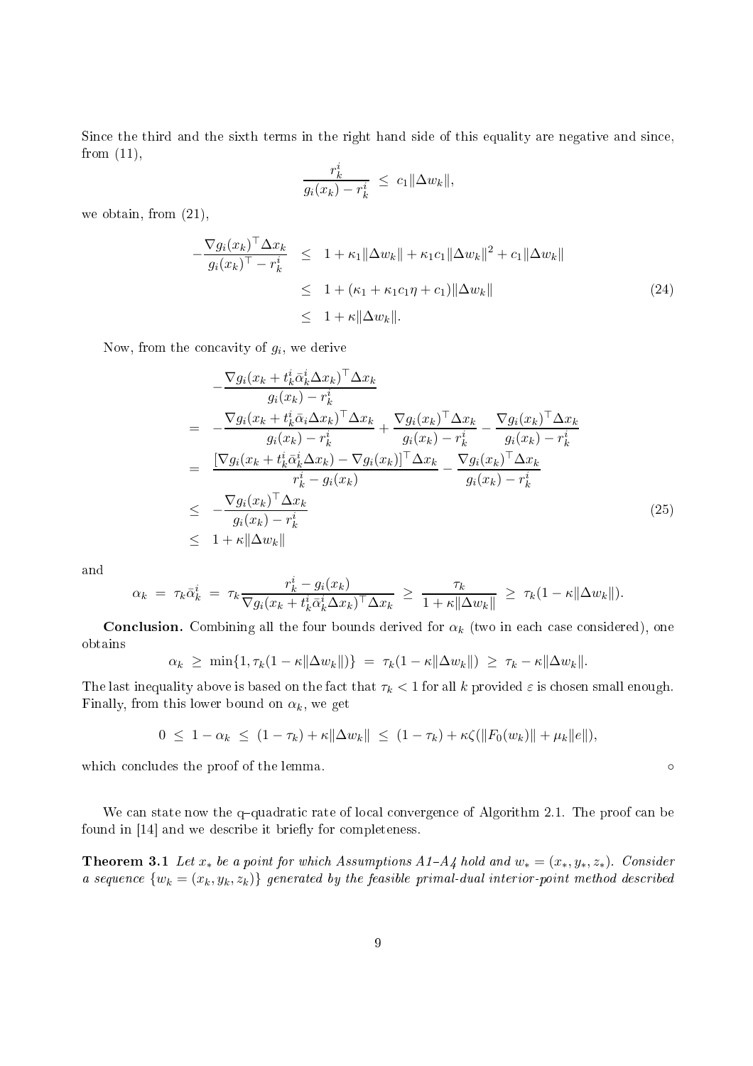Since the third and the sixth terms in the right hand side of this equality are negative and since, from (11),

$$\frac{r_k^i}{g_i(x_k) - r_k^i} \ \le \ c_1 \|\Delta w_k\|,$$

we obtain, from (21),

$$\begin{aligned} -\frac{\nabla g_i(x_k)^\top \Delta x_k}{g_i(x_k)^\top - r_k^i} &\le 1 + \kappa_1 \|\Delta w_k\| + \kappa_1 c_1 \|\Delta w_k\|^2 + c_1 \|\Delta w_k\| \\ &\le 1 + (\kappa_1 + \kappa_1 c_1 \eta + c_1) \|\Delta w_k\| \\ &\le 1 + \kappa \|\Delta w_k\|. \end{aligned} \tag{24}$$

Now, from the concavity of $g_i$, we derive

$$\begin{aligned} & -\frac{\nabla g_i(x_k + t_k^i \bar{\alpha}_k^i \Delta x_k)^\top \Delta x_k}{g_i(x_k) - r_k^i} \\ = \ & -\frac{\nabla g_i(x_k + t_k^i \bar{\alpha}_i \Delta x_k)^\top \Delta x_k}{g_i(x_k) - r_k^i} + \frac{\nabla g_i(x_k)^\top \Delta x_k}{g_i(x_k) - r_k^i} - \frac{\nabla g_i(x_k)^\top \Delta x_k}{g_i(x_k) - r_k^i} \\ = \ & \frac{[\nabla g_i(x_k + t_k^i \bar{\alpha}_k^i \Delta x_k) - \nabla g_i(x_k)]^\top \Delta x_k}{r_k^i - g_i(x_k)} - \frac{\nabla g_i(x_k)^\top \Delta x_k}{g_i(x_k) - r_k^i} \\ \le \ & -\frac{\nabla g_i(x_k)^\top \Delta x_k}{g_i(x_k) - r_k^i} \\ \le \ & 1 + \kappa \|\Delta w_k\| \end{aligned} \tag{25}$$

and

$$\alpha_k \ = \ \tau_k \bar{\alpha}_k^i \ = \ \tau_k \frac{r_k^i - g_i(x_k)}{\nabla g_i(x_k + t_k^i \bar{\alpha}_k^i \Delta x_k)^\top \Delta x_k} \ \ge \ \frac{\tau_k}{1 + \kappa \|\Delta w_k\|} \ \ge \ \tau_k (1 - \kappa \|\Delta w_k\|).$$

**Conclusion.** Combining all the four bounds derived for $\alpha_k$ (two in each case considered), one obtains

$$\alpha_k \ \ge \ \min\{1, \tau_k(1 - \kappa\|\Delta w_k\|)\} \ = \ \tau_k(1 - \kappa \|\Delta w_k\|) \ \ge \ \tau_k - \kappa \|\Delta w_k\|.$$

The last inequality above is based on the fact that $\tau_k < 1$ for all $k$ provided $\varepsilon$ is chosen small enough. Finally, from this lower bound on $\alpha_k$, we get

$$0 \ \le \ 1 - \alpha_k \ \le \ (1 - \tau_k) + \kappa \|\Delta w_k\| \ \le \ (1 - \tau_k) + \kappa \zeta (\|F_0(w_k)\| + \mu_k \|e\|),$$

which concludes the proof of the lemma. $\circ$

We can state now the q–quadratic rate of local convergence of Algorithm 2.1. The proof can be found in [14] and we describe it briefly for completeness.

**Theorem 3.1** *Let $x_*$ be a point for which Assumptions A1–A4 hold and $w_* = (x_*, y_*, z_*)$. Consider a sequence $\{w_k = (x_k, y_k, z_k)\}$ generated by the feasible primal-dual interior-point method described*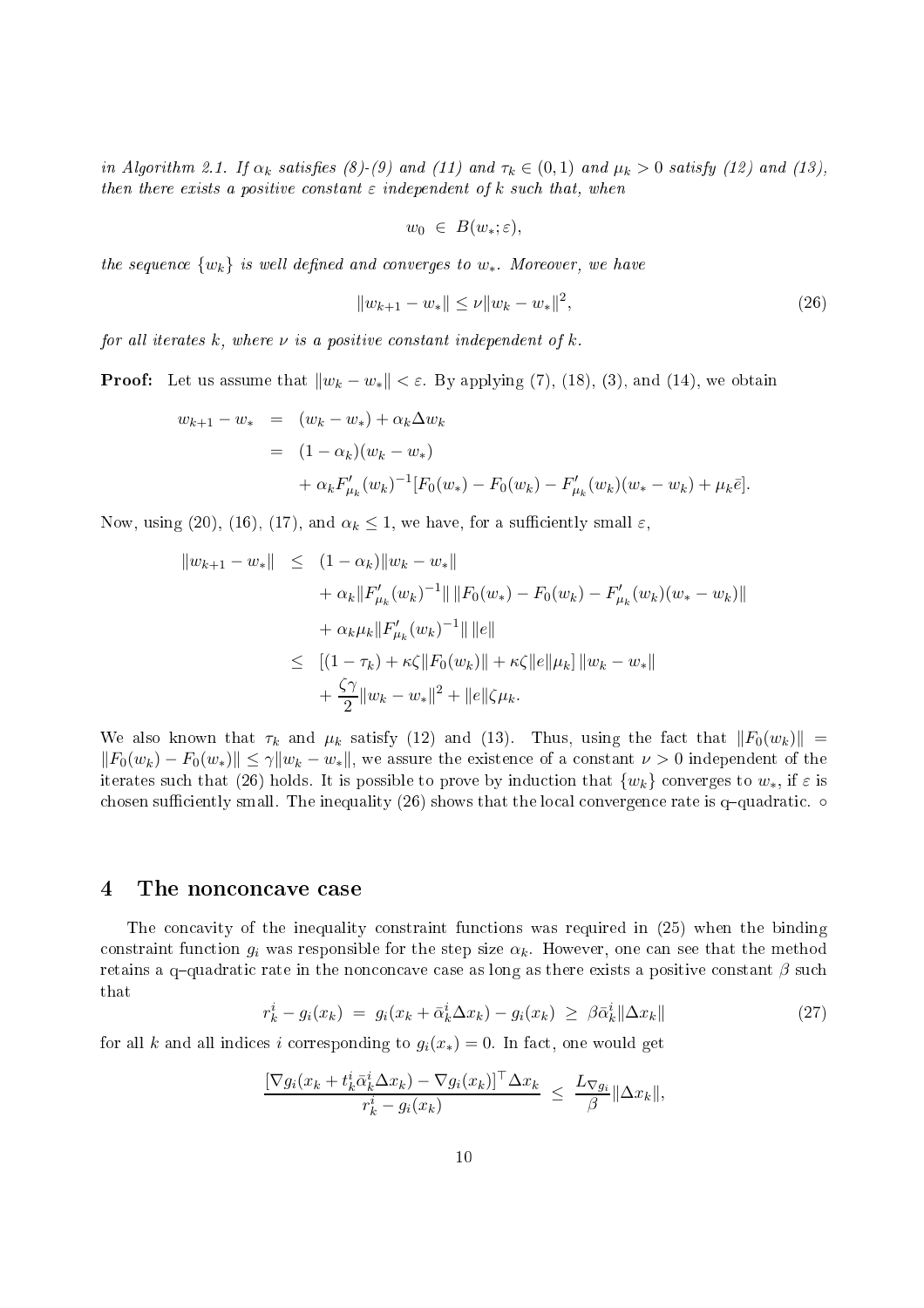*in Algorithm 2.1. If $\alpha_k$ satisfies (8)-(9) and (11) and $\tau_k \in (0,1)$ and $\mu_k > 0$ satisfy (12) and (13), then there exists a positive constant $\varepsilon$ independent of $k$ such that, when*

$$w_0 \in B(w_*; \varepsilon),$$

*the sequence $\{w_k\}$ is well defined and converges to $w_*$. Moreover, we have*

$$\|w_{k+1} - w_*\| \leq \nu \|w_k - w_*\|^2, \tag{26}$$

*for all iterates $k$, where $\nu$ is a positive constant independent of $k$.*

**Proof:** Let us assume that $\|w_k - w_*\| < \varepsilon$. By applying (7), (18), (3), and (14), we obtain

$$\begin{aligned}
w_{k+1} - w_* &= (w_k - w_*) + \alpha_k \Delta w_k \\
&= (1 - \alpha_k)(w_k - w_*) \\
&\quad + \alpha_k F'_{\mu_k}(w_k)^{-1}[F_0(w_*) - F_0(w_k) - F'_{\mu_k}(w_k)(w_* - w_k) + \mu_k \bar{e}].
\end{aligned}$$

Now, using (20), (16), (17), and $\alpha_k \leq 1$, we have, for a sufficiently small $\varepsilon$,

$$\begin{aligned}
\|w_{k+1} - w_*\| &\leq (1 - \alpha_k)\|w_k - w_*\| \\
&\quad + \alpha_k \|F'_{\mu_k}(w_k)^{-1}\| \, \|F_0(w_*) - F_0(w_k) - F'_{\mu_k}(w_k)(w_* - w_k)\| \\
&\quad + \alpha_k \mu_k \|F'_{\mu_k}(w_k)^{-1}\| \, \|e\| \\
&\leq [(1 - \tau_k) + \kappa\zeta \|F_0(w_k)\| + \kappa\zeta \|e\| \mu_k] \, \|w_k - w_*\| \\
&\quad + \frac{\zeta\gamma}{2} \|w_k - w_*\|^2 + \|e\| \zeta \mu_k.
\end{aligned}$$

We also known that $\tau_k$ and $\mu_k$ satisfy (12) and (13). Thus, using the fact that $\|F_0(w_k)\| = \|F_0(w_k) - F_0(w_*)\| \leq \gamma \|w_k - w_*\|$, we assure the existence of a constant $\nu > 0$ independent of the iterates such that (26) holds. It is possible to prove by induction that $\{w_k\}$ converges to $w_*$, if $\varepsilon$ is chosen sufficiently small. The inequality (26) shows that the local convergence rate is q–quadratic. $\circ$

## 4 The nonconcave case

The concavity of the inequality constraint functions was required in (25) when the binding constraint function $g_i$ was responsible for the step size $\alpha_k$. However, one can see that the method retains a q–quadratic rate in the nonconcave case as long as there exists a positive constant $\beta$ such that

$$r_k^i - g_i(x_k) \;=\; g_i(x_k + \bar{\alpha}_k^i \Delta x_k) - g_i(x_k) \;\geq\; \beta \bar{\alpha}_k^i \|\Delta x_k\| \tag{27}$$

for all $k$ and all indices $i$ corresponding to $g_i(x_*) = 0$. In fact, one would get

$$\frac{[\nabla g_i(x_k + t_k^i \bar{\alpha}_k^i \Delta x_k) - \nabla g_i(x_k)]^\top \Delta x_k}{r_k^i - g_i(x_k)} \;\leq\; \frac{L_{\nabla g_i}}{\beta} \|\Delta x_k\|,$$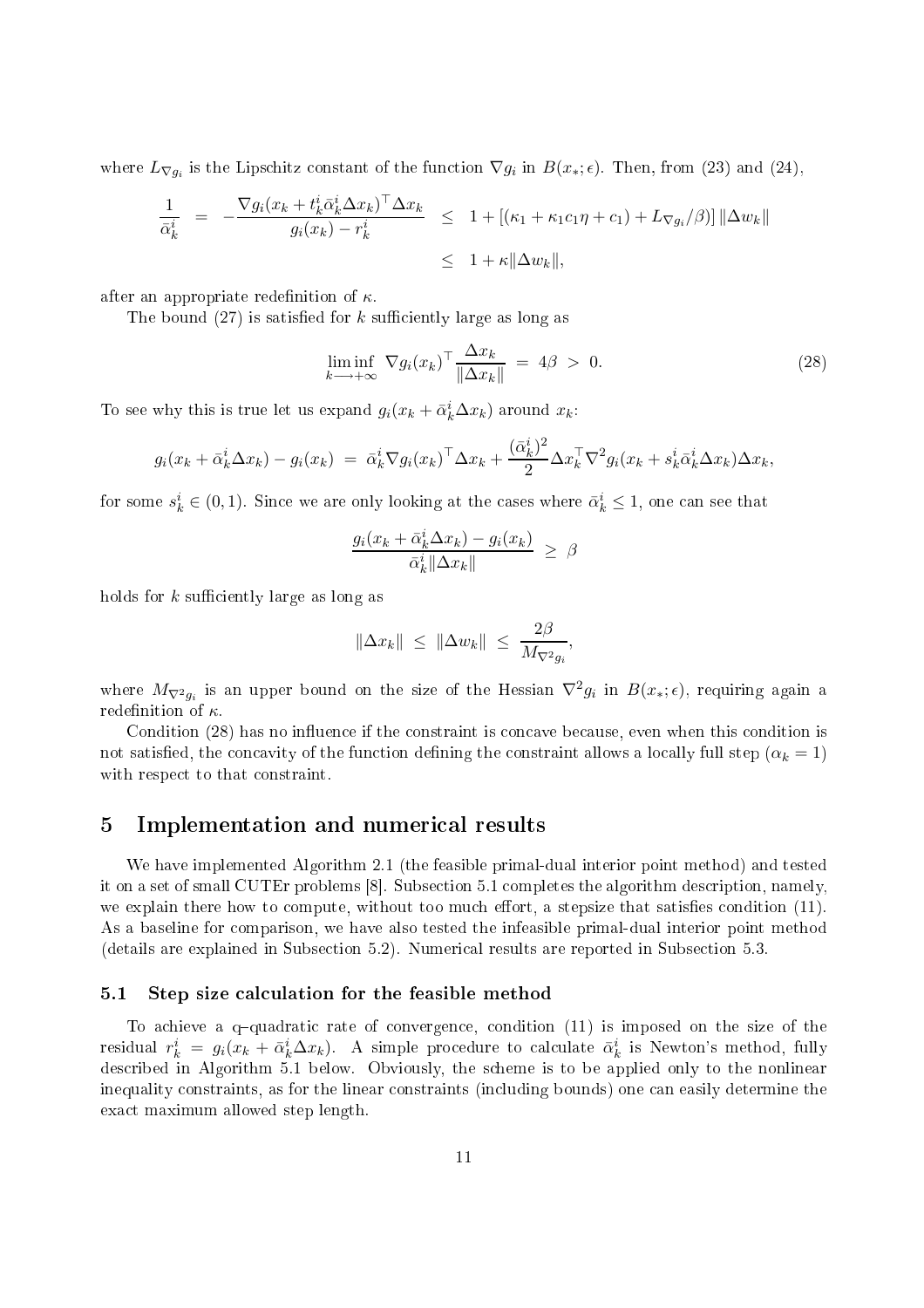where $L_{\nabla g_i}$ is the Lipschitz constant of the function $\nabla g_i$ in $B(x_*;\epsilon)$. Then, from (23) and (24),

$$
\begin{aligned}
\frac{1}{\bar{\alpha}_k^i} \;=\; -\frac{\nabla g_i(x_k + t_k^i \bar{\alpha}_k^i \Delta x_k)^\top \Delta x_k}{g_i(x_k) - r_k^i} \;&\leq\; 1 + \left[(\kappa_1 + \kappa_1 c_1 \eta + c_1) + L_{\nabla g_i}/\beta\right] \|\Delta w_k\| \\
&\leq\; 1 + \kappa \|\Delta w_k\|,
\end{aligned}
$$

after an appropriate redefinition of $\kappa$.

The bound (27) is satisfied for $k$ sufficiently large as long as

$$
\liminf_{k \longrightarrow +\infty} \; \nabla g_i(x_k)^\top \frac{\Delta x_k}{\|\Delta x_k\|} \;=\; 4\beta \;>\; 0. \tag{28}
$$

To see why this is true let us expand $g_i(x_k + \bar{\alpha}_k^i \Delta x_k)$ around $x_k$:

$$
g_i(x_k + \bar{\alpha}_k^i \Delta x_k) - g_i(x_k) \;=\; \bar{\alpha}_k^i \nabla g_i(x_k)^\top \Delta x_k + \frac{(\bar{\alpha}_k^i)^2}{2} \Delta x_k^\top \nabla^2 g_i(x_k + s_k^i \bar{\alpha}_k^i \Delta x_k) \Delta x_k,
$$

for some $s_k^i \in (0,1)$. Since we are only looking at the cases where $\bar{\alpha}_k^i \leq 1$, one can see that

$$
\frac{g_i(x_k + \bar{\alpha}_k^i \Delta x_k) - g_i(x_k)}{\bar{\alpha}_k^i \|\Delta x_k\|} \;\geq\; \beta
$$

holds for $k$ sufficiently large as long as

$$
\|\Delta x_k\| \;\leq\; \|\Delta w_k\| \;\leq\; \frac{2\beta}{M_{\nabla^2 g_i}},
$$

where $M_{\nabla^2 g_i}$ is an upper bound on the size of the Hessian $\nabla^2 g_i$ in $B(x_*;\epsilon)$, requiring again a redefinition of $\kappa$.

Condition (28) has no influence if the constraint is concave because, even when this condition is not satisfied, the concavity of the function defining the constraint allows a locally full step ($\alpha_k = 1$) with respect to that constraint.

# 5 Implementation and numerical results

We have implemented Algorithm 2.1 (the feasible primal-dual interior point method) and tested it on a set of small CUTEr problems [8]. Subsection 5.1 completes the algorithm description, namely, we explain there how to compute, without too much effort, a stepsize that satisfies condition (11). As a baseline for comparison, we have also tested the infeasible primal-dual interior point method (details are explained in Subsection 5.2). Numerical results are reported in Subsection 5.3.

## 5.1 Step size calculation for the feasible method

To achieve a q–quadratic rate of convergence, condition (11) is imposed on the size of the residual $r_k^i = g_i(x_k + \bar{\alpha}_k^i \Delta x_k)$. A simple procedure to calculate $\bar{\alpha}_k^i$ is Newton's method, fully described in Algorithm 5.1 below. Obviously, the scheme is to be applied only to the nonlinear inequality constraints, as for the linear constraints (including bounds) one can easily determine the exact maximum allowed step length.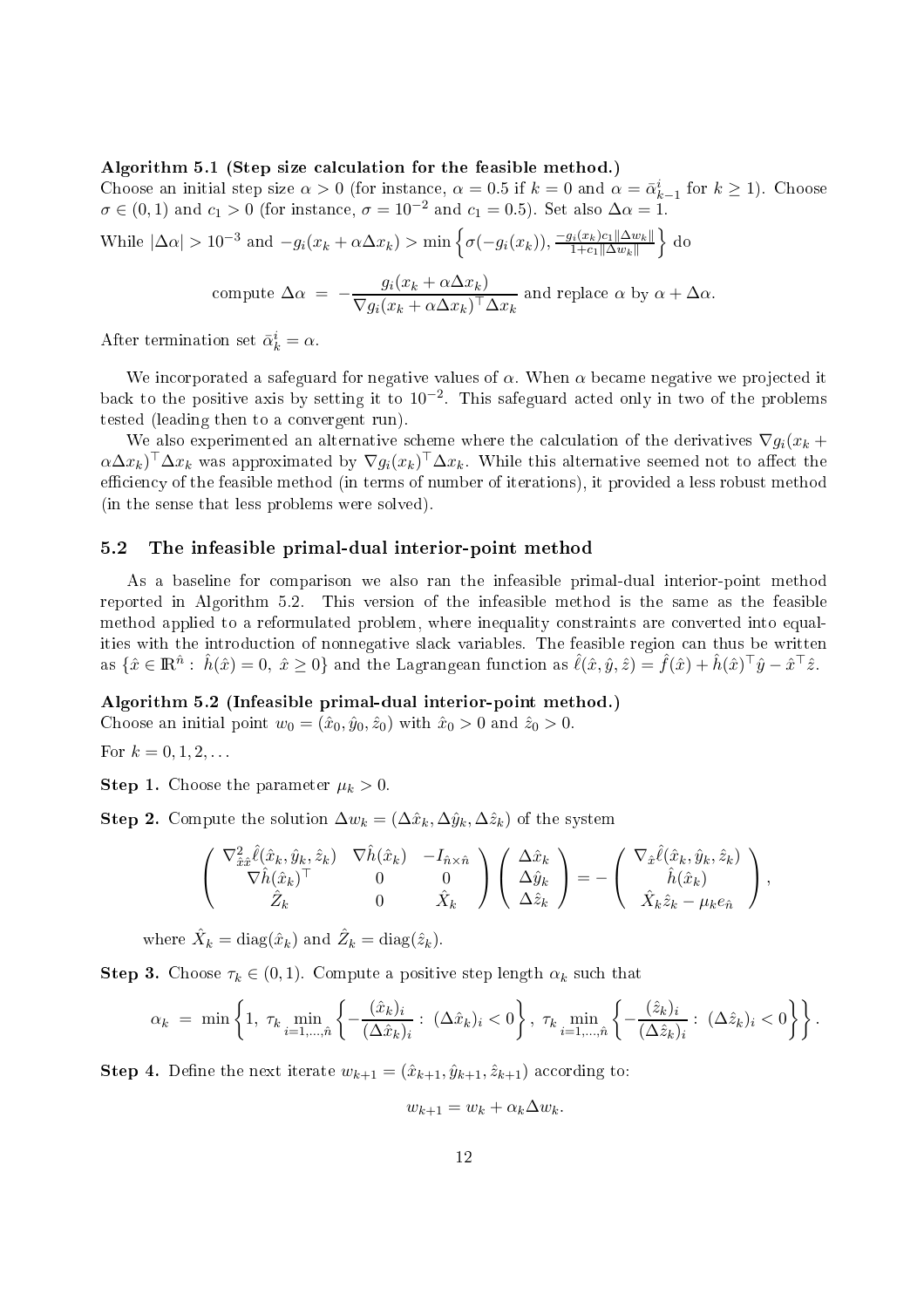**Algorithm 5.1 (Step size calculation for the feasible method.)**
Choose an initial step size $\alpha > 0$ (for instance, $\alpha = 0.5$ if $k = 0$ and $\alpha = \bar{\alpha}_{k-1}^i$ for $k \geq 1$). Choose $\sigma \in (0, 1)$ and $c_1 > 0$ (for instance, $\sigma = 10^{-2}$ and $c_1 = 0.5$). Set also $\Delta\alpha = 1$.

While $|\Delta\alpha| > 10^{-3}$ and $-g_i(x_k + \alpha\Delta x_k) > \min\left\{\sigma(-g_i(x_k)), \frac{-g_i(x_k)c_1\|\Delta w_k\|}{1+c_1\|\Delta w_k\|}\right\}$ do

$$\text{compute } \Delta\alpha \;=\; -\frac{g_i(x_k + \alpha\Delta x_k)}{\nabla g_i(x_k + \alpha\Delta x_k)^\top \Delta x_k} \text{ and replace } \alpha \text{ by } \alpha + \Delta\alpha.$$

After termination set $\bar{\alpha}_k^i = \alpha$.

We incorporated a safeguard for negative values of $\alpha$. When $\alpha$ became negative we projected it back to the positive axis by setting it to $10^{-2}$. This safeguard acted only in two of the problems tested (leading then to a convergent run).

We also experimented an alternative scheme where the calculation of the derivatives $\nabla g_i(x_k + \alpha\Delta x_k)^\top \Delta x_k$ was approximated by $\nabla g_i(x_k)^\top \Delta x_k$. While this alternative seemed not to affect the efficiency of the feasible method (in terms of number of iterations), it provided a less robust method (in the sense that less problems were solved).

## 5.2 The infeasible primal-dual interior-point method

As a baseline for comparison we also ran the infeasible primal-dual interior-point method reported in Algorithm 5.2. This version of the infeasible method is the same as the feasible method applied to a reformulated problem, where inequality constraints are converted into equalities with the introduction of nonnegative slack variables. The feasible region can thus be written as $\{\hat{x} \in \mathbb{R}^{\hat{n}} : \hat{h}(\hat{x}) = 0, \; \hat{x} \geq 0\}$ and the Lagrangean function as $\hat{\ell}(\hat{x}, \hat{y}, \hat{z}) = \hat{f}(\hat{x}) + \hat{h}(\hat{x})^\top \hat{y} - \hat{x}^\top \hat{z}$.

**Algorithm 5.2 (Infeasible primal-dual interior-point method.)**
Choose an initial point $w_0 = (\hat{x}_0, \hat{y}_0, \hat{z}_0)$ with $\hat{x}_0 > 0$ and $\hat{z}_0 > 0$.

For $k = 0, 1, 2, \ldots$

**Step 1.** Choose the parameter $\mu_k > 0$.

**Step 2.** Compute the solution $\Delta w_k = (\Delta\hat{x}_k, \Delta\hat{y}_k, \Delta\hat{z}_k)$ of the system

$$\left(\begin{array}{ccc} \nabla^2_{\hat{x}\hat{x}}\hat{\ell}(\hat{x}_k, \hat{y}_k, \hat{z}_k) & \nabla\hat{h}(\hat{x}_k) & -I_{\hat{n}\times\hat{n}} \\ \nabla\hat{h}(\hat{x}_k)^\top & 0 & 0 \\ \hat{Z}_k & 0 & \hat{X}_k \end{array}\right) \left(\begin{array}{c} \Delta\hat{x}_k \\ \Delta\hat{y}_k \\ \Delta\hat{z}_k \end{array}\right) = -\left(\begin{array}{c} \nabla_{\hat{x}}\hat{\ell}(\hat{x}_k, \hat{y}_k, \hat{z}_k) \\ \hat{h}(\hat{x}_k) \\ \hat{X}_k\hat{z}_k - \mu_k e_{\hat{n}} \end{array}\right),$$

where $\hat{X}_k = \mathrm{diag}(\hat{x}_k)$ and $\hat{Z}_k = \mathrm{diag}(\hat{z}_k)$.

**Step 3.** Choose $\tau_k \in (0, 1)$. Compute a positive step length $\alpha_k$ such that

$$\alpha_k \;=\; \min\left\{1, \; \tau_k \min_{i=1,\ldots,\hat{n}}\left\{-\frac{(\hat{x}_k)_i}{(\Delta\hat{x}_k)_i} : \; (\Delta\hat{x}_k)_i < 0\right\}, \; \tau_k \min_{i=1,\ldots,\hat{n}}\left\{-\frac{(\hat{z}_k)_i}{(\Delta\hat{z}_k)_i} : \; (\Delta\hat{z}_k)_i < 0\right\}\right\}.$$

**Step 4.** Define the next iterate $w_{k+1} = (\hat{x}_{k+1}, \hat{y}_{k+1}, \hat{z}_{k+1})$ according to:

$$w_{k+1} = w_k + \alpha_k \Delta w_k.$$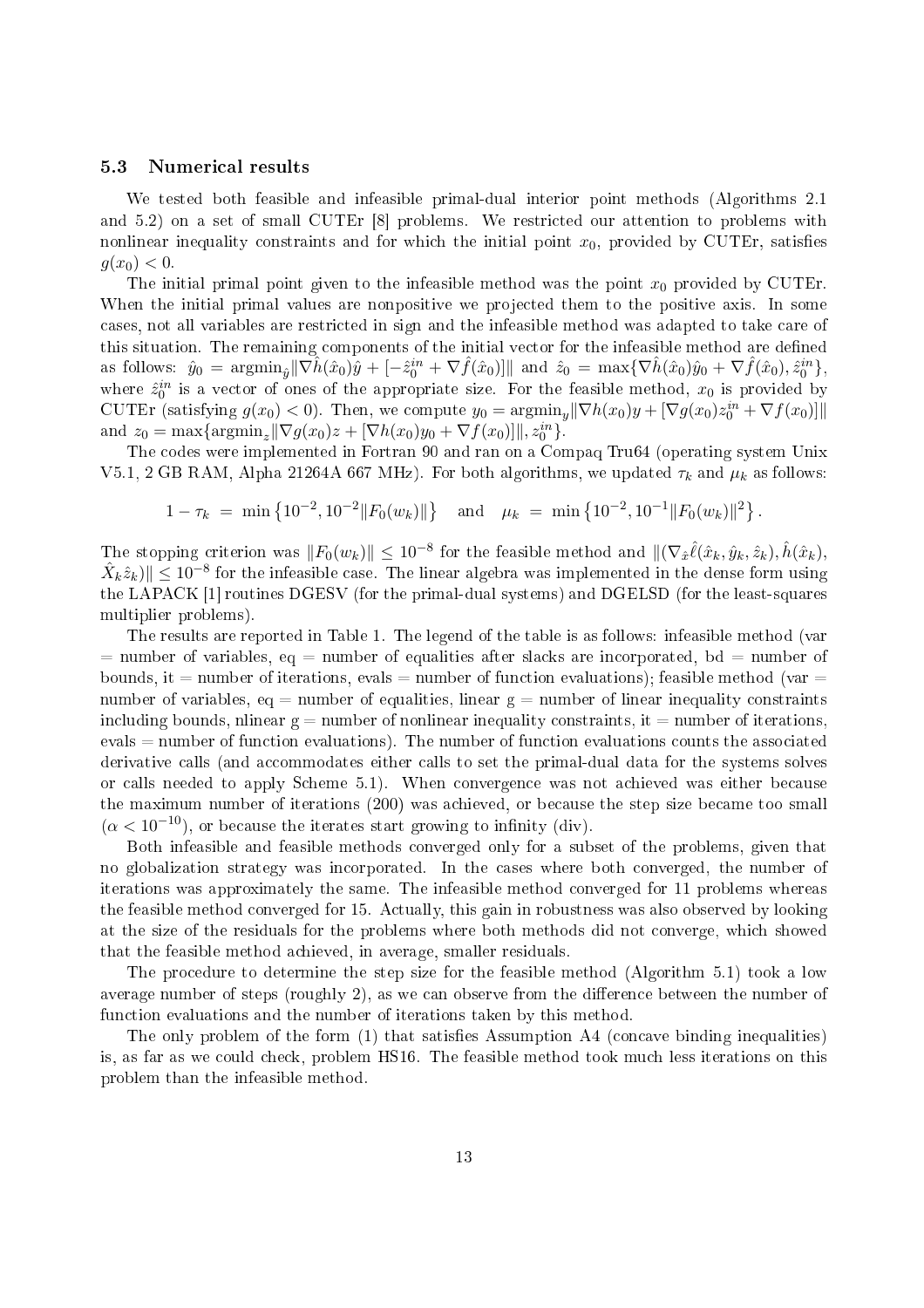### 5.3 Numerical results

We tested both feasible and infeasible primal-dual interior point methods (Algorithms 2.1 and 5.2) on a set of small CUTEr [8] problems. We restricted our attention to problems with nonlinear inequality constraints and for which the initial point $x_0$, provided by CUTEr, satisfies $g(x_0) < 0$.

The initial primal point given to the infeasible method was the point $x_0$ provided by CUTEr. When the initial primal values are nonpositive we projected them to the positive axis. In some cases, not all variables are restricted in sign and the infeasible method was adapted to take care of this situation. The remaining components of the initial vector for the infeasible method are defined as follows: $\hat{y}_0 = \mathrm{argmin}_{\hat{y}} \|\nabla \hat{h}(\hat{x}_0)\hat{y} + [-\hat{z}_0^{in} + \nabla \hat{f}(\hat{x}_0)]\|$ and $\hat{z}_0 = \max\{\nabla \hat{h}(\hat{x}_0)\hat{y}_0 + \nabla \hat{f}(\hat{x}_0), \hat{z}_0^{in}\}$, where $\hat{z}_0^{in}$ is a vector of ones of the appropriate size. For the feasible method, $x_0$ is provided by CUTEr (satisfying $g(x_0) < 0$). Then, we compute $y_0 = \mathrm{argmin}_y \|\nabla h(x_0)y + [\nabla g(x_0)z_0^{in} + \nabla f(x_0)]\|$ and $z_0 = \max\{\mathrm{argmin}_z \|\nabla g(x_0)z + [\nabla h(x_0)y_0 + \nabla f(x_0)]\|, z_0^{in}\}$.

The codes were implemented in Fortran 90 and ran on a Compaq Tru64 (operating system Unix V5.1, 2 GB RAM, Alpha 21264A 667 MHz). For both algorithms, we updated $\tau_k$ and $\mu_k$ as follows:

$$1 - \tau_k = \min\left\{10^{-2}, 10^{-2}\|F_0(w_k)\|\right\} \quad \text{and} \quad \mu_k = \min\left\{10^{-2}, 10^{-1}\|F_0(w_k)\|^2\right\}.$$

The stopping criterion was $\|F_0(w_k)\| \leq 10^{-8}$ for the feasible method and $\|(\nabla_{\hat{x}}\hat{\ell}(\hat{x}_k, \hat{y}_k, \hat{z}_k), \hat{h}(\hat{x}_k), \hat{X}_k\hat{z}_k)\| \leq 10^{-8}$ for the infeasible case. The linear algebra was implemented in the dense form using the LAPACK [1] routines DGESV (for the primal-dual systems) and DGELSD (for the least-squares multiplier problems).

The results are reported in Table 1. The legend of the table is as follows: infeasible method (var = number of variables, eq = number of equalities after slacks are incorporated, bd = number of bounds, it = number of iterations, evals = number of function evaluations); feasible method (var = number of variables, eq = number of equalities, linear g = number of linear inequality constraints including bounds, nlinear g = number of nonlinear inequality constraints, it = number of iterations, evals = number of function evaluations). The number of function evaluations counts the associated derivative calls (and accommodates either calls to set the primal-dual data for the systems solves or calls needed to apply Scheme 5.1). When convergence was not achieved was either because the maximum number of iterations (200) was achieved, or because the step size became too small ($\alpha < 10^{-10}$), or because the iterates start growing to infinity (div).

Both infeasible and feasible methods converged only for a subset of the problems, given that no globalization strategy was incorporated. In the cases where both converged, the number of iterations was approximately the same. The infeasible method converged for 11 problems whereas the feasible method converged for 15. Actually, this gain in robustness was also observed by looking at the size of the residuals for the problems where both methods did not converge, which showed that the feasible method achieved, in average, smaller residuals.

The procedure to determine the step size for the feasible method (Algorithm 5.1) took a low average number of steps (roughly 2), as we can observe from the difference between the number of function evaluations and the number of iterations taken by this method.

The only problem of the form (1) that satisfies Assumption A4 (concave binding inequalities) is, as far as we could check, problem HS16. The feasible method took much less iterations on this problem than the infeasible method.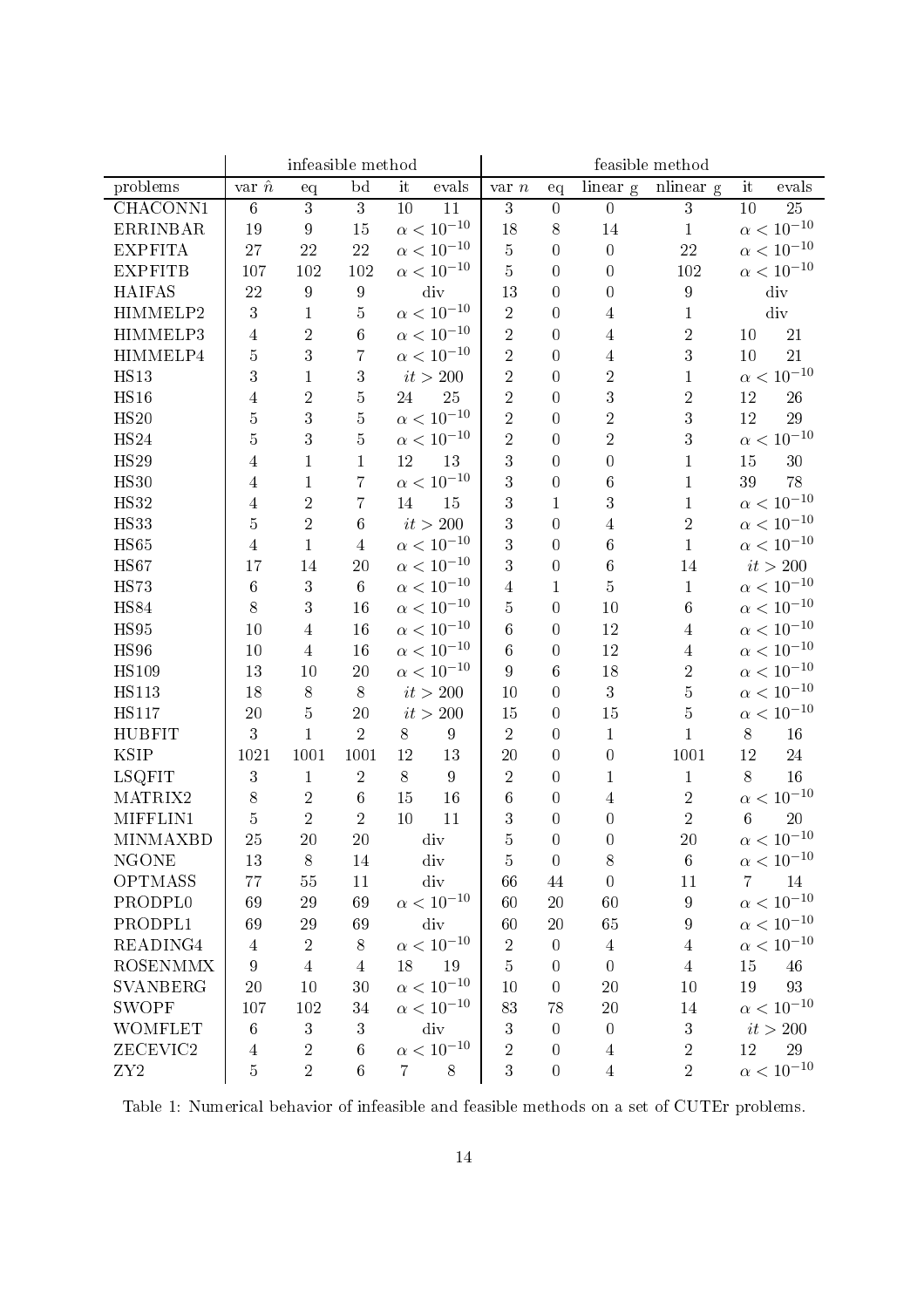| | infeasible method | | | | | feasible method | | | | | |
|---|---|---|---|---|---|---|---|---|---|---|---|
| problems | var $\hat{n}$ | eq | bd | it | evals | var $n$ | eq | linear g | nlinear g | it | evals |
| CHACONN1 | 6 | 3 | 3 | 10 | 11 | 3 | 0 | 0 | 3 | 10 | 25 |
| ERRINBAR | 19 | 9 | 15 | $\alpha < 10^{-10}$ | | 18 | 8 | 14 | 1 | $\alpha < 10^{-10}$ | |
| EXPFITA | 27 | 22 | 22 | $\alpha < 10^{-10}$ | | 5 | 0 | 0 | 22 | $\alpha < 10^{-10}$ | |
| EXPFITB | 107 | 102 | 102 | $\alpha < 10^{-10}$ | | 5 | 0 | 0 | 102 | $\alpha < 10^{-10}$ | |
| HAIFAS | 22 | 9 | 9 | div | | 13 | 0 | 0 | 9 | div | |
| HIMMELP2 | 3 | 1 | 5 | $\alpha < 10^{-10}$ | | 2 | 0 | 4 | 1 | div | |
| HIMMELP3 | 4 | 2 | 6 | $\alpha < 10^{-10}$ | | 2 | 0 | 4 | 2 | 10 | 21 |
| HIMMELP4 | 5 | 3 | 7 | $\alpha < 10^{-10}$ | | 2 | 0 | 4 | 3 | 10 | 21 |
| HS13 | 3 | 1 | 3 | $it > 200$ | | 2 | 0 | 2 | 1 | $\alpha < 10^{-10}$ | |
| HS16 | 4 | 2 | 5 | 24 | 25 | 2 | 0 | 3 | 2 | 12 | 26 |
| HS20 | 5 | 3 | 5 | $\alpha < 10^{-10}$ | | 2 | 0 | 2 | 3 | 12 | 29 |
| HS24 | 5 | 3 | 5 | $\alpha < 10^{-10}$ | | 2 | 0 | 2 | 3 | $\alpha < 10^{-10}$ | |
| HS29 | 4 | 1 | 1 | 12 | 13 | 3 | 0 | 0 | 1 | 15 | 30 |
| HS30 | 4 | 1 | 7 | $\alpha < 10^{-10}$ | | 3 | 0 | 6 | 1 | 39 | 78 |
| HS32 | 4 | 2 | 7 | 14 | 15 | 3 | 1 | 3 | 1 | $\alpha < 10^{-10}$ | |
| HS33 | 5 | 2 | 6 | $it > 200$ | | 3 | 0 | 4 | 2 | $\alpha < 10^{-10}$ | |
| HS65 | 4 | 1 | 4 | $\alpha < 10^{-10}$ | | 3 | 0 | 6 | 1 | $\alpha < 10^{-10}$ | |
| HS67 | 17 | 14 | 20 | $\alpha < 10^{-10}$ | | 3 | 0 | 6 | 14 | $it > 200$ | |
| HS73 | 6 | 3 | 6 | $\alpha < 10^{-10}$ | | 4 | 1 | 5 | 1 | $\alpha < 10^{-10}$ | |
| HS84 | 8 | 3 | 16 | $\alpha < 10^{-10}$ | | 5 | 0 | 10 | 6 | $\alpha < 10^{-10}$ | |
| HS95 | 10 | 4 | 16 | $\alpha < 10^{-10}$ | | 6 | 0 | 12 | 4 | $\alpha < 10^{-10}$ | |
| HS96 | 10 | 4 | 16 | $\alpha < 10^{-10}$ | | 6 | 0 | 12 | 4 | $\alpha < 10^{-10}$ | |
| HS109 | 13 | 10 | 20 | $\alpha < 10^{-10}$ | | 9 | 6 | 18 | 2 | $\alpha < 10^{-10}$ | |
| HS113 | 18 | 8 | 8 | $it > 200$ | | 10 | 0 | 3 | 5 | $\alpha < 10^{-10}$ | |
| HS117 | 20 | 5 | 20 | $it > 200$ | | 15 | 0 | 15 | 5 | $\alpha < 10^{-10}$ | |
| HUBFIT | 3 | 1 | 2 | 8 | 9 | 2 | 0 | 1 | 1 | 8 | 16 |
| KSIP | 1021 | 1001 | 1001 | 12 | 13 | 20 | 0 | 0 | 1001 | 12 | 24 |
| LSQFIT | 3 | 1 | 2 | 8 | 9 | 2 | 0 | 1 | 1 | 8 | 16 |
| MATRIX2 | 8 | 2 | 6 | 15 | 16 | 6 | 0 | 4 | 2 | $\alpha < 10^{-10}$ | |
| MIFFLIN1 | 5 | 2 | 2 | 10 | 11 | 3 | 0 | 0 | 2 | 6 | 20 |
| MINMAXBD | 25 | 20 | 20 | div | | 5 | 0 | 0 | 20 | $\alpha < 10^{-10}$ | |
| NGONE | 13 | 8 | 14 | div | | 5 | 0 | 8 | 6 | $\alpha < 10^{-10}$ | |
| OPTMASS | 77 | 55 | 11 | div | | 66 | 44 | 0 | 11 | 7 | 14 |
| PRODPL0 | 69 | 29 | 69 | $\alpha < 10^{-10}$ | | 60 | 20 | 60 | 9 | $\alpha < 10^{-10}$ | |
| PRODPL1 | 69 | 29 | 69 | div | | 60 | 20 | 65 | 9 | $\alpha < 10^{-10}$ | |
| READING4 | 4 | 2 | 8 | $\alpha < 10^{-10}$ | | 2 | 0 | 4 | 4 | $\alpha < 10^{-10}$ | |
| ROSENMMX | 9 | 4 | 4 | 18 | 19 | 5 | 0 | 0 | 4 | 15 | 46 |
| SVANBERG | 20 | 10 | 30 | $\alpha < 10^{-10}$ | | 10 | 0 | 20 | 10 | 19 | 93 |
| SWOPF | 107 | 102 | 34 | $\alpha < 10^{-10}$ | | 83 | 78 | 20 | 14 | $\alpha < 10^{-10}$ | |
| WOMFLET | 6 | 3 | 3 | div | | 3 | 0 | 0 | 3 | $it > 200$ | |
| ZECEVIC2 | 4 | 2 | 6 | $\alpha < 10^{-10}$ | | 2 | 0 | 4 | 2 | 12 | 29 |
| ZY2 | 5 | 2 | 6 | 7 | 8 | 3 | 0 | 4 | 2 | $\alpha < 10^{-10}$ | |

Table 1: Numerical behavior of infeasible and feasible methods on a set of CUTEr problems.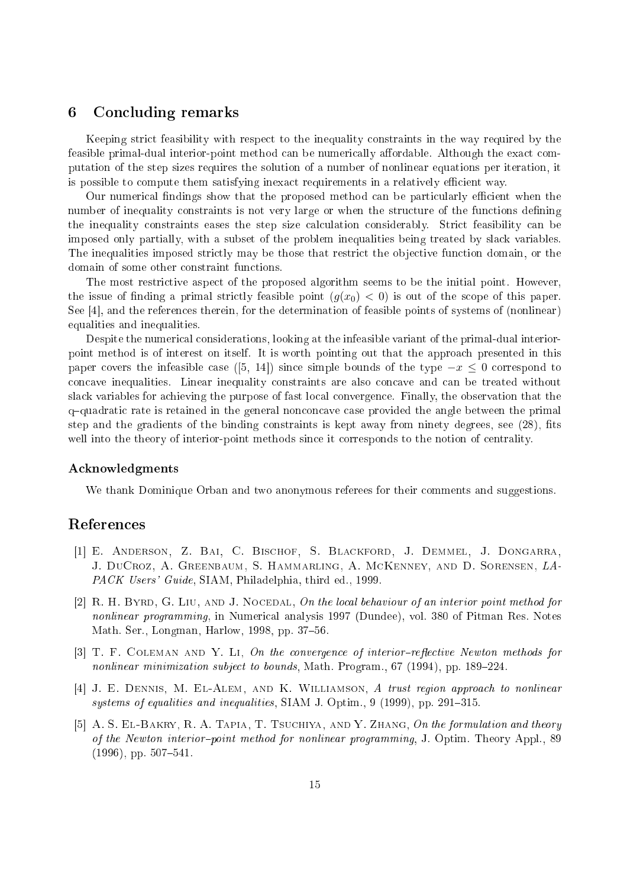## 6 Concluding remarks

Keeping strict feasibility with respect to the inequality constraints in the way required by the feasible primal-dual interior-point method can be numerically affordable. Although the exact computation of the step sizes requires the solution of a number of nonlinear equations per iteration, it is possible to compute them satisfying inexact requirements in a relatively efficient way.

Our numerical findings show that the proposed method can be particularly efficient when the number of inequality constraints is not very large or when the structure of the functions defining the inequality constraints eases the step size calculation considerably. Strict feasibility can be imposed only partially, with a subset of the problem inequalities being treated by slack variables. The inequalities imposed strictly may be those that restrict the objective function domain, or the domain of some other constraint functions.

The most restrictive aspect of the proposed algorithm seems to be the initial point. However, the issue of finding a primal strictly feasible point ($g(x_0) < 0$) is out of the scope of this paper. See [4], and the references therein, for the determination of feasible points of systems of (nonlinear) equalities and inequalities.

Despite the numerical considerations, looking at the infeasible variant of the primal-dual interior-point method is of interest on itself. It is worth pointing out that the approach presented in this paper covers the infeasible case ([5, 14]) since simple bounds of the type $-x \leq 0$ correspond to concave inequalities. Linear inequality constraints are also concave and can be treated without slack variables for achieving the purpose of fast local convergence. Finally, the observation that the q–quadratic rate is retained in the general nonconcave case provided the angle between the primal step and the gradients of the binding constraints is kept away from ninety degrees, see (28), fits well into the theory of interior-point methods since it corresponds to the notion of centrality.

### Acknowledgments

We thank Dominique Orban and two anonymous referees for their comments and suggestions.

## References

[1] E. Anderson, Z. Bai, C. Bischof, S. Blackford, J. Demmel, J. Dongarra, J. DuCroz, A. Greenbaum, S. Hammarling, A. McKenney, and D. Sorensen, *LAPACK Users' Guide*, SIAM, Philadelphia, third ed., 1999.

[2] R. H. Byrd, G. Liu, and J. Nocedal, *On the local behaviour of an interior point method for nonlinear programming*, in Numerical analysis 1997 (Dundee), vol. 380 of Pitman Res. Notes Math. Ser., Longman, Harlow, 1998, pp. 37–56.

[3] T. F. Coleman and Y. Li, *On the convergence of interior–reflective Newton methods for nonlinear minimization subject to bounds*, Math. Program., 67 (1994), pp. 189–224.

[4] J. E. Dennis, M. El-Alem, and K. Williamson, *A trust region approach to nonlinear systems of equalities and inequalities*, SIAM J. Optim., 9 (1999), pp. 291–315.

[5] A. S. El-Bakry, R. A. Tapia, T. Tsuchiya, and Y. Zhang, *On the formulation and theory of the Newton interior–point method for nonlinear programming*, J. Optim. Theory Appl., 89 (1996), pp. 507–541.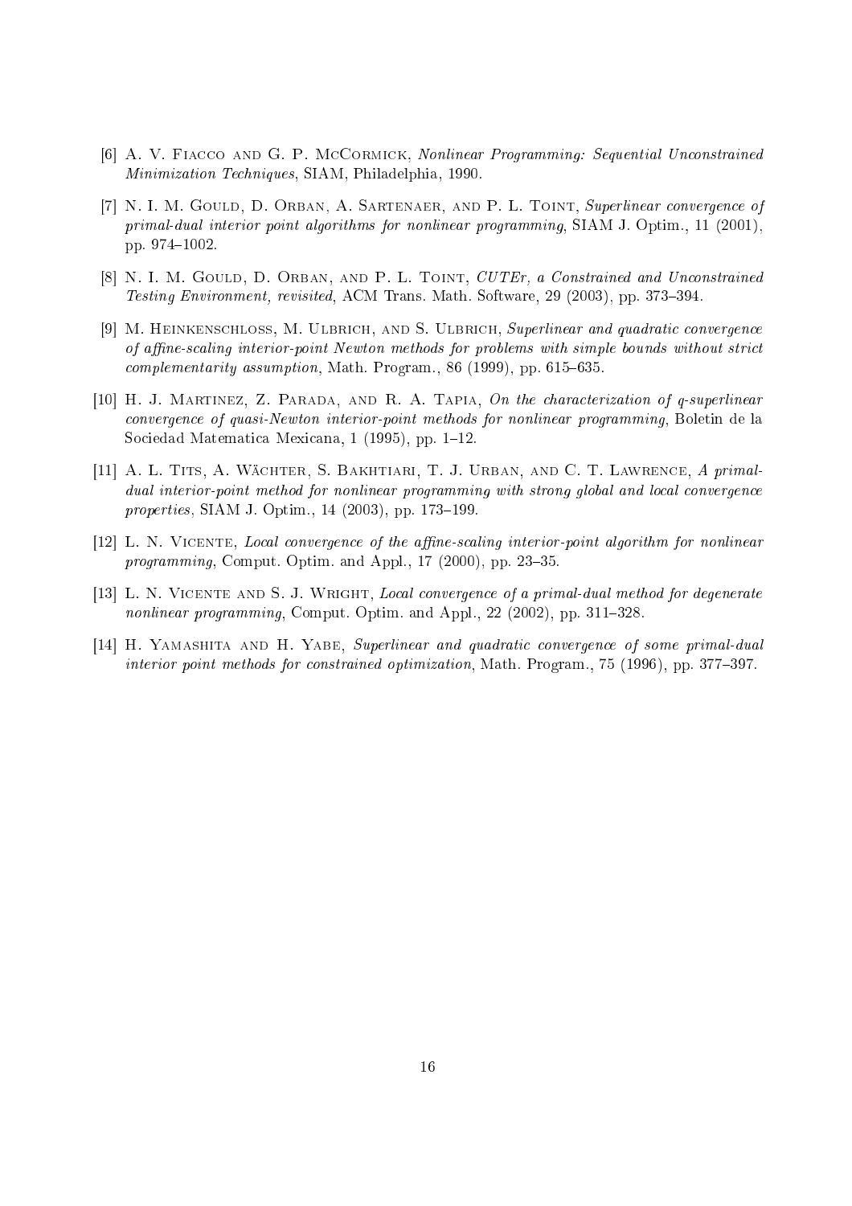[6] A. V. Fiacco and G. P. McCormick, *Nonlinear Programming: Sequential Unconstrained Minimization Techniques*, SIAM, Philadelphia, 1990.

[7] N. I. M. Gould, D. Orban, A. Sartenaer, and P. L. Toint, *Superlinear convergence of primal-dual interior point algorithms for nonlinear programming*, SIAM J. Optim., 11 (2001), pp. 974–1002.

[8] N. I. M. Gould, D. Orban, and P. L. Toint, *CUTEr, a Constrained and Unconstrained Testing Environment, revisited*, ACM Trans. Math. Software, 29 (2003), pp. 373–394.

[9] M. Heinkenschloss, M. Ulbrich, and S. Ulbrich, *Superlinear and quadratic convergence of affine-scaling interior-point Newton methods for problems with simple bounds without strict complementarity assumption*, Math. Program., 86 (1999), pp. 615–635.

[10] H. J. Martinez, Z. Parada, and R. A. Tapia, *On the characterization of q-superlinear convergence of quasi-Newton interior-point methods for nonlinear programming*, Boletin de la Sociedad Matematica Mexicana, 1 (1995), pp. 1–12.

[11] A. L. Tits, A. Wächter, S. Bakhtiari, T. J. Urban, and C. T. Lawrence, *A primal-dual interior-point method for nonlinear programming with strong global and local convergence properties*, SIAM J. Optim., 14 (2003), pp. 173–199.

[12] L. N. Vicente, *Local convergence of the affine-scaling interior-point algorithm for nonlinear programming*, Comput. Optim. and Appl., 17 (2000), pp. 23–35.

[13] L. N. Vicente and S. J. Wright, *Local convergence of a primal-dual method for degenerate nonlinear programming*, Comput. Optim. and Appl., 22 (2002), pp. 311–328.

[14] H. Yamashita and H. Yabe, *Superlinear and quadratic convergence of some primal-dual interior point methods for constrained optimization*, Math. Program., 75 (1996), pp. 377–397.